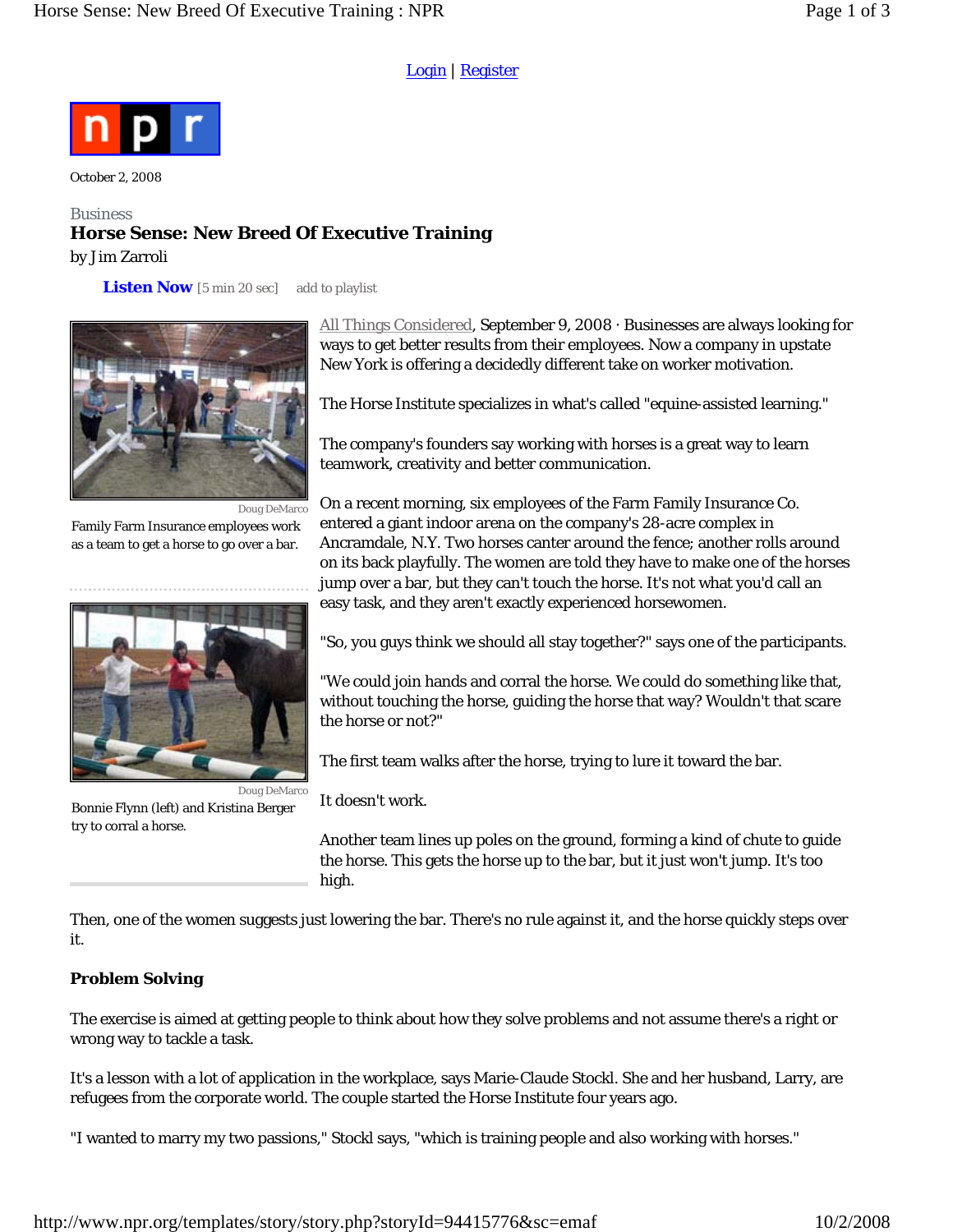Login | Register

October 2, 2008

Business

# Horse Sense: New Breed Of Executive Training

by Jim Zarroli

**Listen Now** [5 min 20 sec] add to playlist

Doug DeMarco

Family Farm Insurance employees work as a team to get a horse to go over a bar.

Doug DeMarco

Bonnie Flynn (left) and Kristina Berger try to corral a horse.

All Things Considered, September 9, 2008 · Businesses are always looking for ways to get better results from their employees. Now a company in upstate New York is offering a decidedly different take on worker motivation.

The Horse Institute specializes in what's called "equine-assisted learning."

The company's founders say working with horses is a great way to learn teamwork, creativity and better communication.

On a recent morning, six employees of the Farm Family Insurance Co. entered a giant indoor arena on the company's 28-acre complex in Ancramdale, N.Y. Two horses canter around the fence; another rolls around on its back playfully. The women are told they have to make one of the horses jump over a bar, but they can't touch the horse. It's not what you'd call an easy task, and they aren't exactly experienced horsewomen.

"So, you guys think we should all stay together?" says one of the participants.

"We could join hands and corral the horse. We could do something like that, without touching the horse, guiding the horse that way? Wouldn't that scare the horse or not?"

The first team walks after the horse, trying to lure it toward the bar.

It doesn't work.

Another team lines up poles on the ground, forming a kind of chute to guide the horse. This gets the horse up to the bar, but it just won't jump. It's too high.

Then, one of the women suggests just lowering the bar. There's no rule against it, and the horse quickly steps over it.

**Problem Solving**

The exercise is aimed at getting people to think about how they solve problems and not assume there's a right or wrong way to tackle a task.

It's a lesson with a lot of application in the workplace, says Marie-Claude Stockl. She and her husband, Larry, are refugees from the corporate world. The couple started the Horse Institute four years ago.

"I wanted to marry my two passions," Stockl says, "which is training people and also working with horses."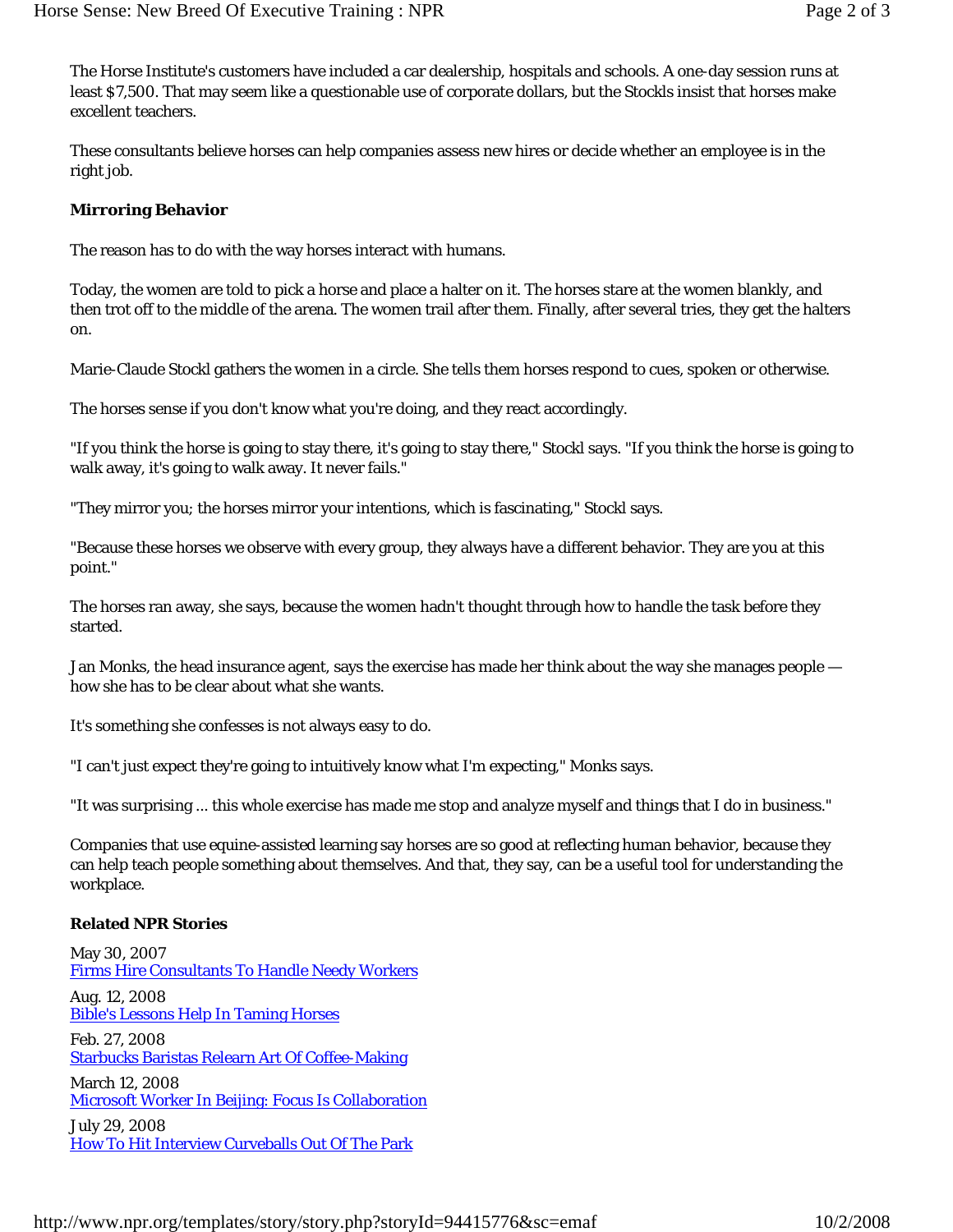The Horse Institute's customers have included a car dealership, hospitals and schools. A one-day session runs at least $7,500. That may seem like a questionable use of corporate dollars, but the Stockls insist that horses make excellent teachers.

These consultants believe horses can help companies assess new hires or decide whether an employee is in the right job.

**Mirroring Behavior**

The reason has to do with the way horses interact with humans.

Today, the women are told to pick a horse and place a halter on it. The horses stare at the women blankly, and then trot off to the middle of the arena. The women trail after them. Finally, after several tries, they get the halters on.

Marie-Claude Stockl gathers the women in a circle. She tells them horses respond to cues, spoken or otherwise.

The horses sense if you don't know what you're doing, and they react accordingly.

"If you think the horse is going to stay there, it's going to stay there," Stockl says. "If you think the horse is going to walk away, it's going to walk away. It never fails."

"They mirror you; the horses mirror your intentions, which is fascinating," Stockl says.

"Because these horses we observe with every group, they always have a different behavior. They are you at this point."

The horses ran away, she says, because the women hadn't thought through how to handle the task before they started.

Jan Monks, the head insurance agent, says the exercise has made her think about the way she manages people — how she has to be clear about what she wants.

It's something she confesses is not always easy to do.

"I can't just expect they're going to intuitively know what I'm expecting," Monks says.

"It was surprising ... this whole exercise has made me stop and analyze myself and things that I do in business."

Companies that use equine-assisted learning say horses are so good at reflecting human behavior, because they can help teach people something about themselves. And that, they say, can be a useful tool for understanding the workplace.

**Related NPR Stories**

May 30, 2007
Firms Hire Consultants To Handle Needy Workers

Aug. 12, 2008
Bible's Lessons Help In Taming Horses

Feb. 27, 2008
Starbucks Baristas Relearn Art Of Coffee-Making

March 12, 2008
Microsoft Worker In Beijing: Focus Is Collaboration

July 29, 2008
How To Hit Interview Curveballs Out Of The Park